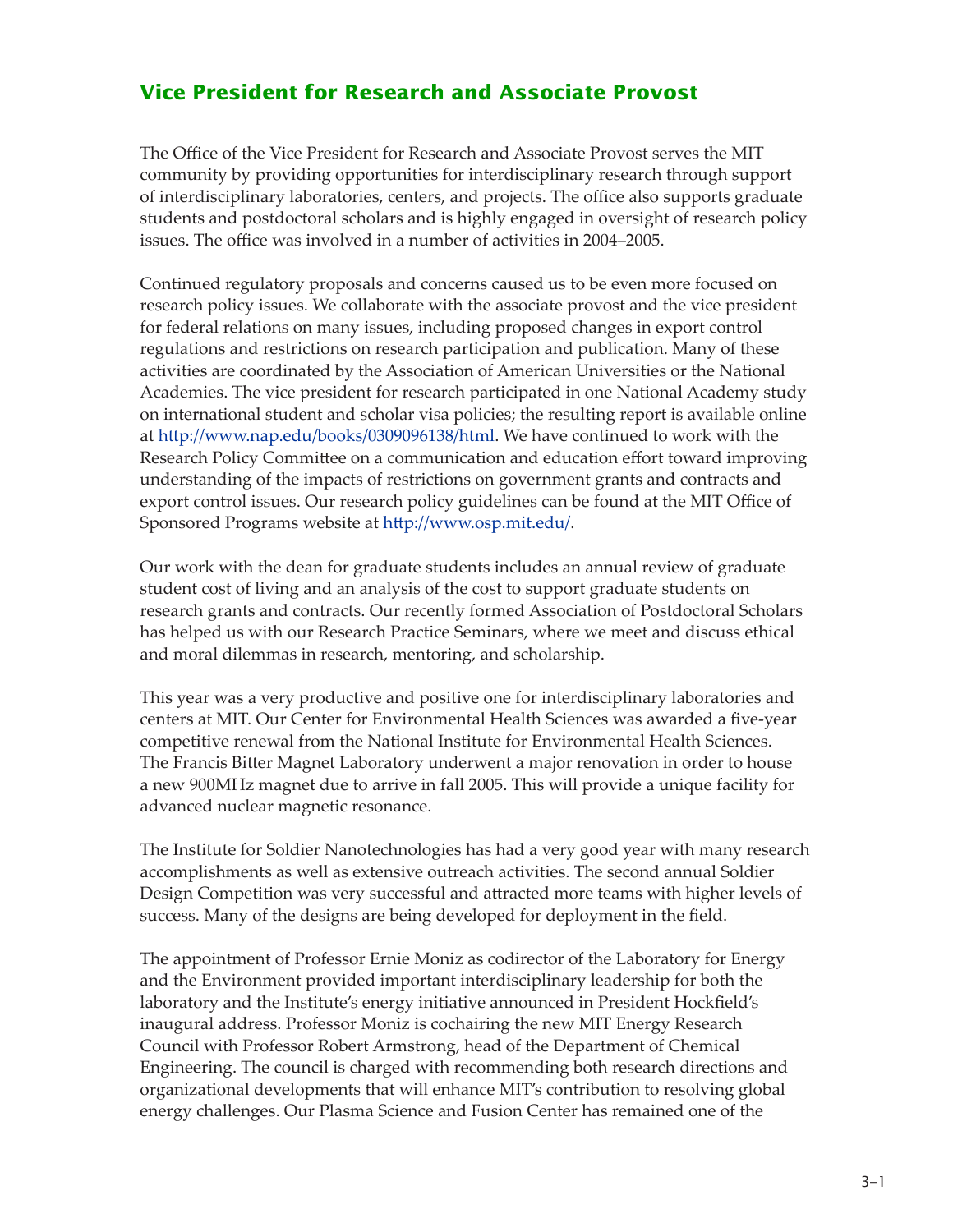## Vice President for Research and Associate Provost

The Office of the Vice President for Research and Associate Provost serves the MIT community by providing opportunities for interdisciplinary research through support of interdisciplinary laboratories, centers, and projects. The office also supports graduate students and postdoctoral scholars and is highly engaged in oversight of research policy issues. The office was involved in a number of activities in 2004–2005.

Continued regulatory proposals and concerns caused us to be even more focused on research policy issues. We collaborate with the associate provost and the vice president for federal relations on many issues, including proposed changes in export control regulations and restrictions on research participation and publication. Many of these activities are coordinated by the Association of American Universities or the National Academies. The vice president for research participated in one National Academy study on international student and scholar visa policies; the resulting report is available online at http://www.nap.edu/books/0309096138/html. We have continued to work with the Research Policy Committee on a communication and education effort toward improving understanding of the impacts of restrictions on government grants and contracts and export control issues. Our research policy guidelines can be found at the MIT Office of Sponsored Programs website at http://www.osp.mit.edu/.

Our work with the dean for graduate students includes an annual review of graduate student cost of living and an analysis of the cost to support graduate students on research grants and contracts. Our recently formed Association of Postdoctoral Scholars has helped us with our Research Practice Seminars, where we meet and discuss ethical and moral dilemmas in research, mentoring, and scholarship.

This year was a very productive and positive one for interdisciplinary laboratories and centers at MIT. Our Center for Environmental Health Sciences was awarded a five-year competitive renewal from the National Institute for Environmental Health Sciences. The Francis Bitter Magnet Laboratory underwent a major renovation in order to house a new 900MHz magnet due to arrive in fall 2005. This will provide a unique facility for advanced nuclear magnetic resonance.

The Institute for Soldier Nanotechnologies has had a very good year with many research accomplishments as well as extensive outreach activities. The second annual Soldier Design Competition was very successful and attracted more teams with higher levels of success. Many of the designs are being developed for deployment in the field.

The appointment of Professor Ernie Moniz as codirector of the Laboratory for Energy and the Environment provided important interdisciplinary leadership for both the laboratory and the Institute's energy initiative announced in President Hockfield's inaugural address. Professor Moniz is cochairing the new MIT Energy Research Council with Professor Robert Armstrong, head of the Department of Chemical Engineering. The council is charged with recommending both research directions and organizational developments that will enhance MIT's contribution to resolving global energy challenges. Our Plasma Science and Fusion Center has remained one of the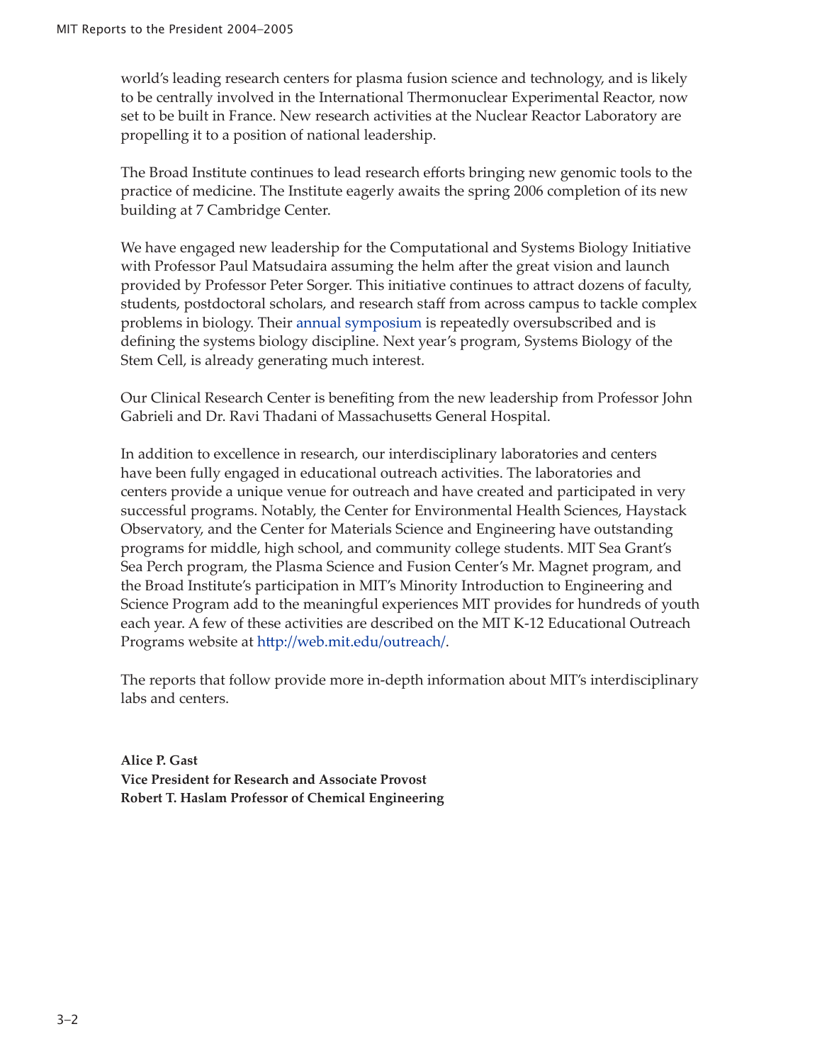world's leading research centers for plasma fusion science and technology, and is likely to be centrally involved in the International Thermonuclear Experimental Reactor, now set to be built in France. New research activities at the Nuclear Reactor Laboratory are propelling it to a position of national leadership.

The Broad Institute continues to lead research efforts bringing new genomic tools to the practice of medicine. The Institute eagerly awaits the spring 2006 completion of its new building at 7 Cambridge Center.

We have engaged new leadership for the Computational and Systems Biology Initiative with Professor Paul Matsudaira assuming the helm after the great vision and launch provided by Professor Peter Sorger. This initiative continues to attract dozens of faculty, students, postdoctoral scholars, and research staff from across campus to tackle complex problems in biology. Their annual symposium is repeatedly oversubscribed and is defining the systems biology discipline. Next year's program, Systems Biology of the Stem Cell, is already generating much interest.

Our Clinical Research Center is benefiting from the new leadership from Professor John Gabrieli and Dr. Ravi Thadani of Massachusetts General Hospital.

In addition to excellence in research, our interdisciplinary laboratories and centers have been fully engaged in educational outreach activities. The laboratories and centers provide a unique venue for outreach and have created and participated in very successful programs. Notably, the Center for Environmental Health Sciences, Haystack Observatory, and the Center for Materials Science and Engineering have outstanding programs for middle, high school, and community college students. MIT Sea Grant's Sea Perch program, the Plasma Science and Fusion Center's Mr. Magnet program, and the Broad Institute's participation in MIT's Minority Introduction to Engineering and Science Program add to the meaningful experiences MIT provides for hundreds of youth each year. A few of these activities are described on the MIT K-12 Educational Outreach Programs website at http://web.mit.edu/outreach/.

The reports that follow provide more in-depth information about MIT's interdisciplinary labs and centers.

**Alice P. Gast**
**Vice President for Research and Associate Provost**
**Robert T. Haslam Professor of Chemical Engineering**